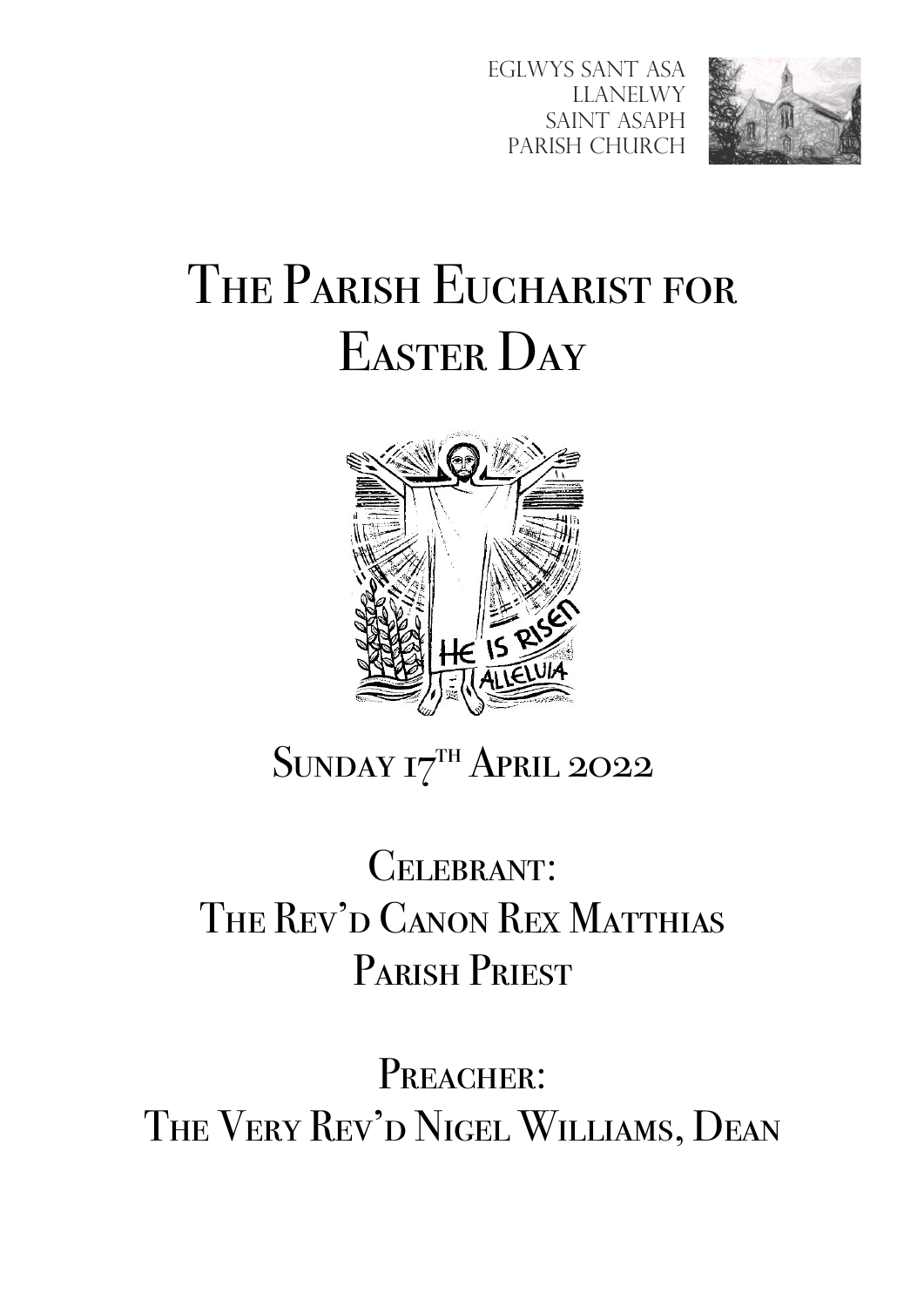Eglwys Sant Asa
Llanelwy
Saint Asaph
Parish Church

# The Parish Eucharist for Easter Day

HE IS RISEN
ALLELUIA

## Sunday 17th April 2022

## Celebrant:
## The Rev'd Canon Rex Matthias
## Parish Priest

## Preacher:
## The Very Rev'd Nigel Williams, Dean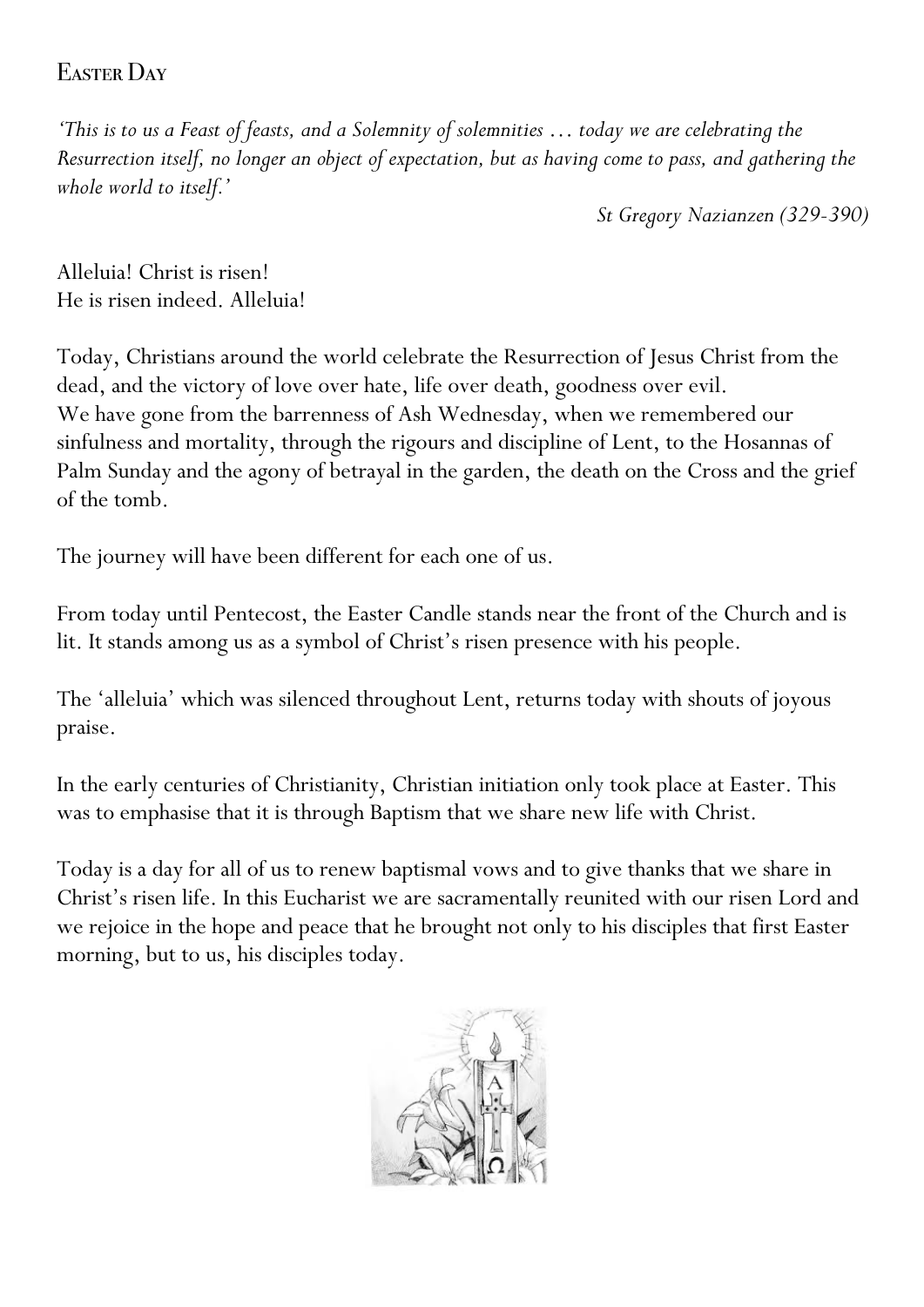## Easter Day

*'This is to us a Feast of feasts, and a Solemnity of solemnities … today we are celebrating the Resurrection itself, no longer an object of expectation, but as having come to pass, and gathering the whole world to itself.'*

*St Gregory Nazianzen (329-390)*

Alleluia! Christ is risen!
He is risen indeed. Alleluia!

Today, Christians around the world celebrate the Resurrection of Jesus Christ from the dead, and the victory of love over hate, life over death, goodness over evil.
We have gone from the barrenness of Ash Wednesday, when we remembered our sinfulness and mortality, through the rigours and discipline of Lent, to the Hosannas of Palm Sunday and the agony of betrayal in the garden, the death on the Cross and the grief of the tomb.

The journey will have been different for each one of us.

From today until Pentecost, the Easter Candle stands near the front of the Church and is lit. It stands among us as a symbol of Christ's risen presence with his people.

The 'alleluia' which was silenced throughout Lent, returns today with shouts of joyous praise.

In the early centuries of Christianity, Christian initiation only took place at Easter. This was to emphasise that it is through Baptism that we share new life with Christ.

Today is a day for all of us to renew baptismal vows and to give thanks that we share in Christ's risen life. In this Eucharist we are sacramentally reunited with our risen Lord and we rejoice in the hope and peace that he brought not only to his disciples that first Easter morning, but to us, his disciples today.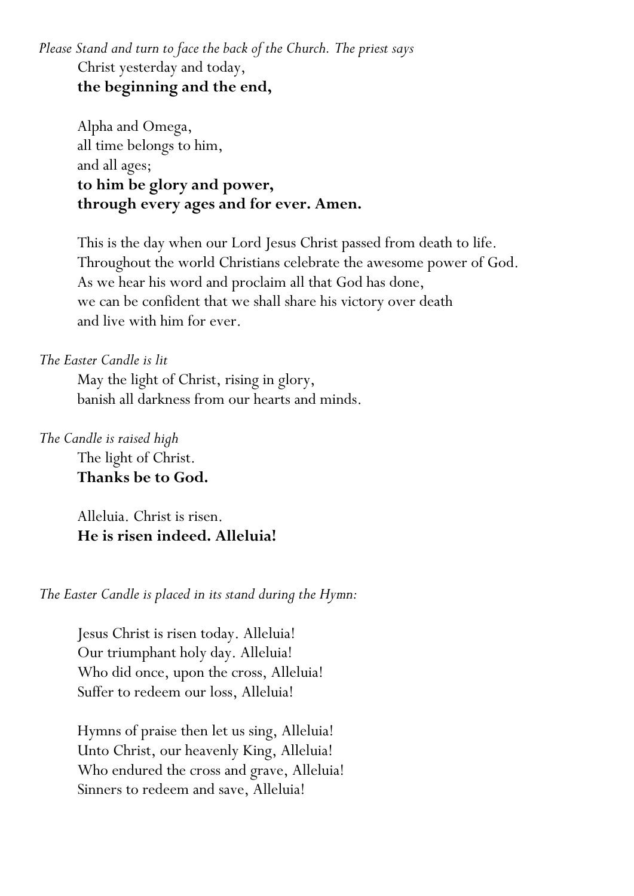*Please Stand and turn to face the back of the Church. The priest says*

Christ yesterday and today,
**the beginning and the end,**

Alpha and Omega,
all time belongs to him,
and all ages;
**to him be glory and power,**
**through every ages and for ever. Amen.**

This is the day when our Lord Jesus Christ passed from death to life.
Throughout the world Christians celebrate the awesome power of God.
As we hear his word and proclaim all that God has done,
we can be confident that we shall share his victory over death
and live with him for ever.

*The Easter Candle is lit*

May the light of Christ, rising in glory,
banish all darkness from our hearts and minds.

*The Candle is raised high*

The light of Christ.
**Thanks be to God.**

Alleluia. Christ is risen.
**He is risen indeed. Alleluia!**

*The Easter Candle is placed in its stand during the Hymn:*

Jesus Christ is risen today. Alleluia!
Our triumphant holy day. Alleluia!
Who did once, upon the cross, Alleluia!
Suffer to redeem our loss, Alleluia!

Hymns of praise then let us sing, Alleluia!
Unto Christ, our heavenly King, Alleluia!
Who endured the cross and grave, Alleluia!
Sinners to redeem and save, Alleluia!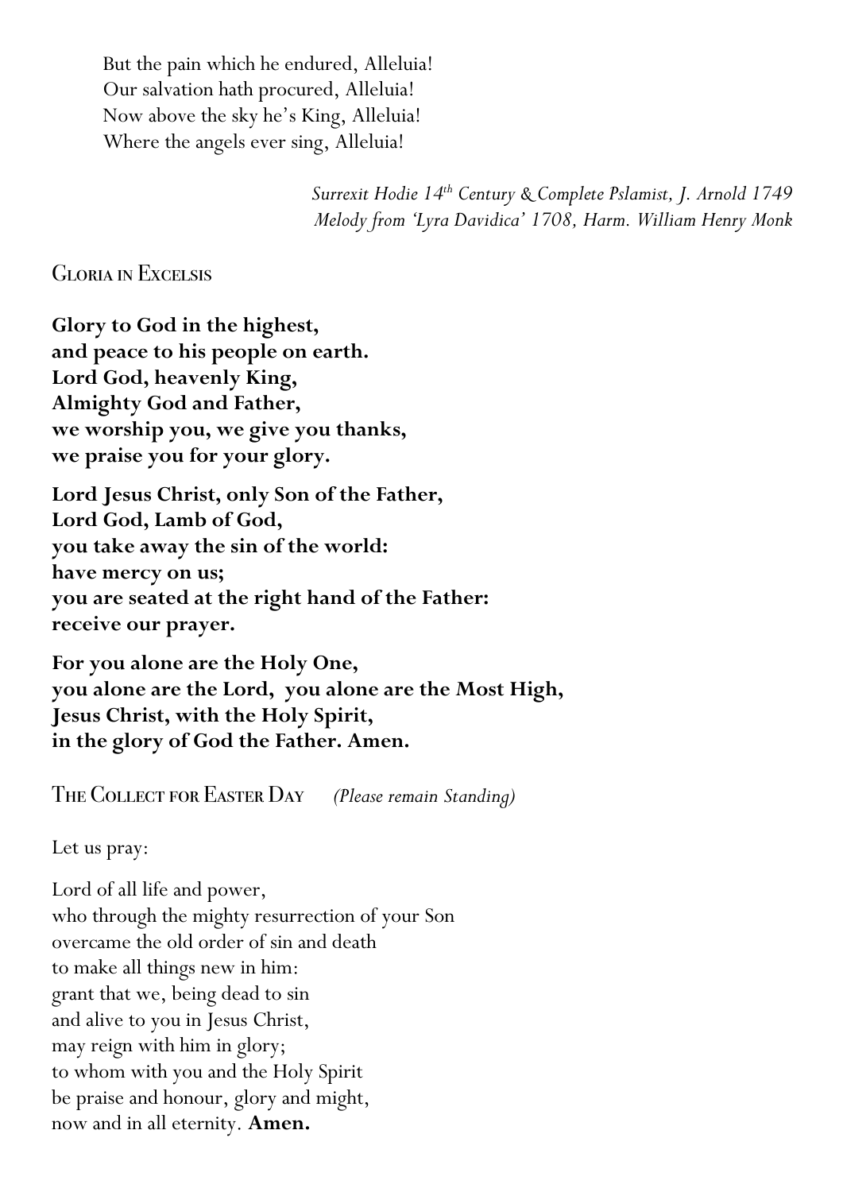But the pain which he endured, Alleluia!
Our salvation hath procured, Alleluia!
Now above the sky he's King, Alleluia!
Where the angels ever sing, Alleluia!

*Surrexit Hodie 14th Century & Complete Pslamist, J. Arnold 1749*
*Melody from 'Lyra Davidica' 1708, Harm. William Henry Monk*

## Gloria in Excelsis

**Glory to God in the highest,**
**and peace to his people on earth.**
**Lord God, heavenly King,**
**Almighty God and Father,**
**we worship you, we give you thanks,**
**we praise you for your glory.**

**Lord Jesus Christ, only Son of the Father,**
**Lord God, Lamb of God,**
**you take away the sin of the world:**
**have mercy on us;**
**you are seated at the right hand of the Father:**
**receive our prayer.**

**For you alone are the Holy One,**
**you alone are the Lord, you alone are the Most High,**
**Jesus Christ, with the Holy Spirit,**
**in the glory of God the Father. Amen.**

## The Collect for Easter Day *(Please remain Standing)*

Let us pray:

Lord of all life and power,
who through the mighty resurrection of your Son
overcame the old order of sin and death
to make all things new in him:
grant that we, being dead to sin
and alive to you in Jesus Christ,
may reign with him in glory;
to whom with you and the Holy Spirit
be praise and honour, glory and might,
now and in all eternity. **Amen.**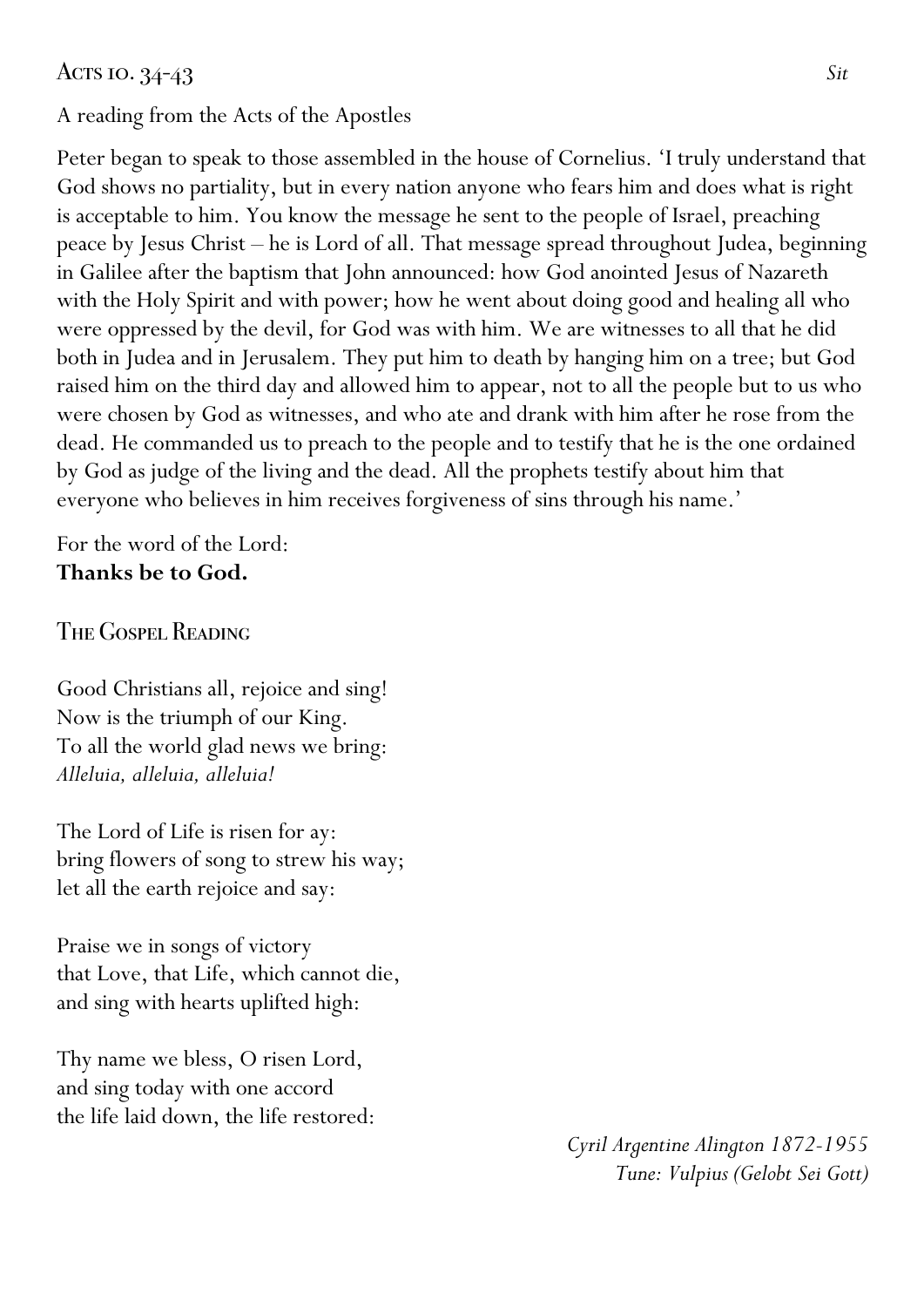## Acts 10. 34-43 *Sit*

A reading from the Acts of the Apostles

Peter began to speak to those assembled in the house of Cornelius. 'I truly understand that God shows no partiality, but in every nation anyone who fears him and does what is right is acceptable to him. You know the message he sent to the people of Israel, preaching peace by Jesus Christ – he is Lord of all. That message spread throughout Judea, beginning in Galilee after the baptism that John announced: how God anointed Jesus of Nazareth with the Holy Spirit and with power; how he went about doing good and healing all who were oppressed by the devil, for God was with him. We are witnesses to all that he did both in Judea and in Jerusalem. They put him to death by hanging him on a tree; but God raised him on the third day and allowed him to appear, not to all the people but to us who were chosen by God as witnesses, and who ate and drank with him after he rose from the dead. He commanded us to preach to the people and to testify that he is the one ordained by God as judge of the living and the dead. All the prophets testify about him that everyone who believes in him receives forgiveness of sins through his name.'

For the word of the Lord:
**Thanks be to God.**

## The Gospel Reading

Good Christians all, rejoice and sing!
Now is the triumph of our King.
To all the world glad news we bring:
*Alleluia, alleluia, alleluia!*

The Lord of Life is risen for ay:
bring flowers of song to strew his way;
let all the earth rejoice and say:

Praise we in songs of victory
that Love, that Life, which cannot die,
and sing with hearts uplifted high:

Thy name we bless, O risen Lord,
and sing today with one accord
the life laid down, the life restored:

*Cyril Argentine Alington 1872-1955*
*Tune: Vulpius (Gelobt Sei Gott)*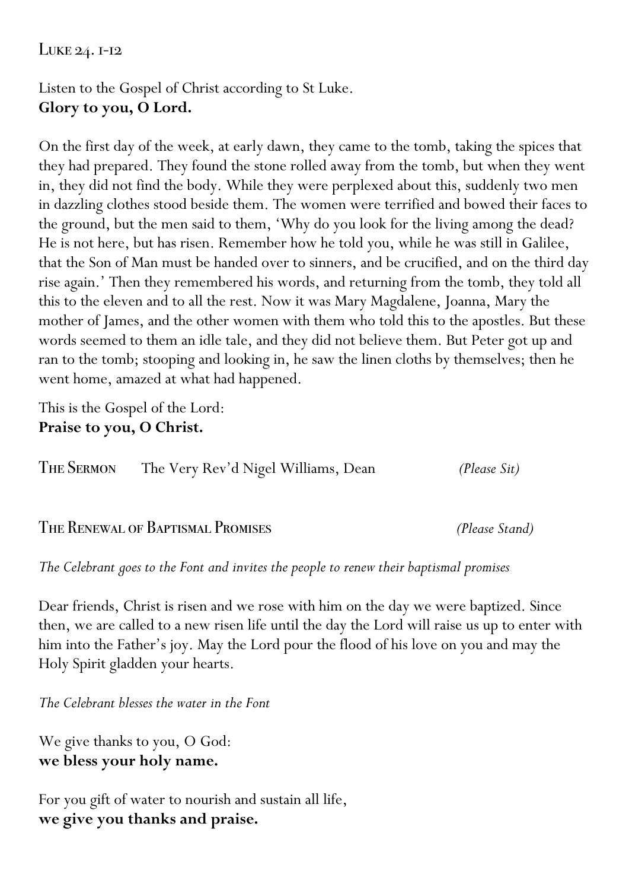## Luke 24. 1-12

Listen to the Gospel of Christ according to St Luke.
**Glory to you, O Lord.**

On the first day of the week, at early dawn, they came to the tomb, taking the spices that they had prepared. They found the stone rolled away from the tomb, but when they went in, they did not find the body. While they were perplexed about this, suddenly two men in dazzling clothes stood beside them. The women were terrified and bowed their faces to the ground, but the men said to them, 'Why do you look for the living among the dead? He is not here, but has risen. Remember how he told you, while he was still in Galilee, that the Son of Man must be handed over to sinners, and be crucified, and on the third day rise again.' Then they remembered his words, and returning from the tomb, they told all this to the eleven and to all the rest. Now it was Mary Magdalene, Joanna, Mary the mother of James, and the other women with them who told this to the apostles. But these words seemed to them an idle tale, and they did not believe them. But Peter got up and ran to the tomb; stooping and looking in, he saw the linen cloths by themselves; then he went home, amazed at what had happened.

This is the Gospel of the Lord:
**Praise to you, O Christ.**

## The Sermon

The Very Rev'd Nigel Williams, Dean *(Please Sit)*

## The Renewal of Baptismal Promises

*(Please Stand)*

*The Celebrant goes to the Font and invites the people to renew their baptismal promises*

Dear friends, Christ is risen and we rose with him on the day we were baptized. Since then, we are called to a new risen life until the day the Lord will raise us up to enter with him into the Father's joy. May the Lord pour the flood of his love on you and may the Holy Spirit gladden your hearts.

*The Celebrant blesses the water in the Font*

We give thanks to you, O God:
**we bless your holy name.**

For you gift of water to nourish and sustain all life,
**we give you thanks and praise.**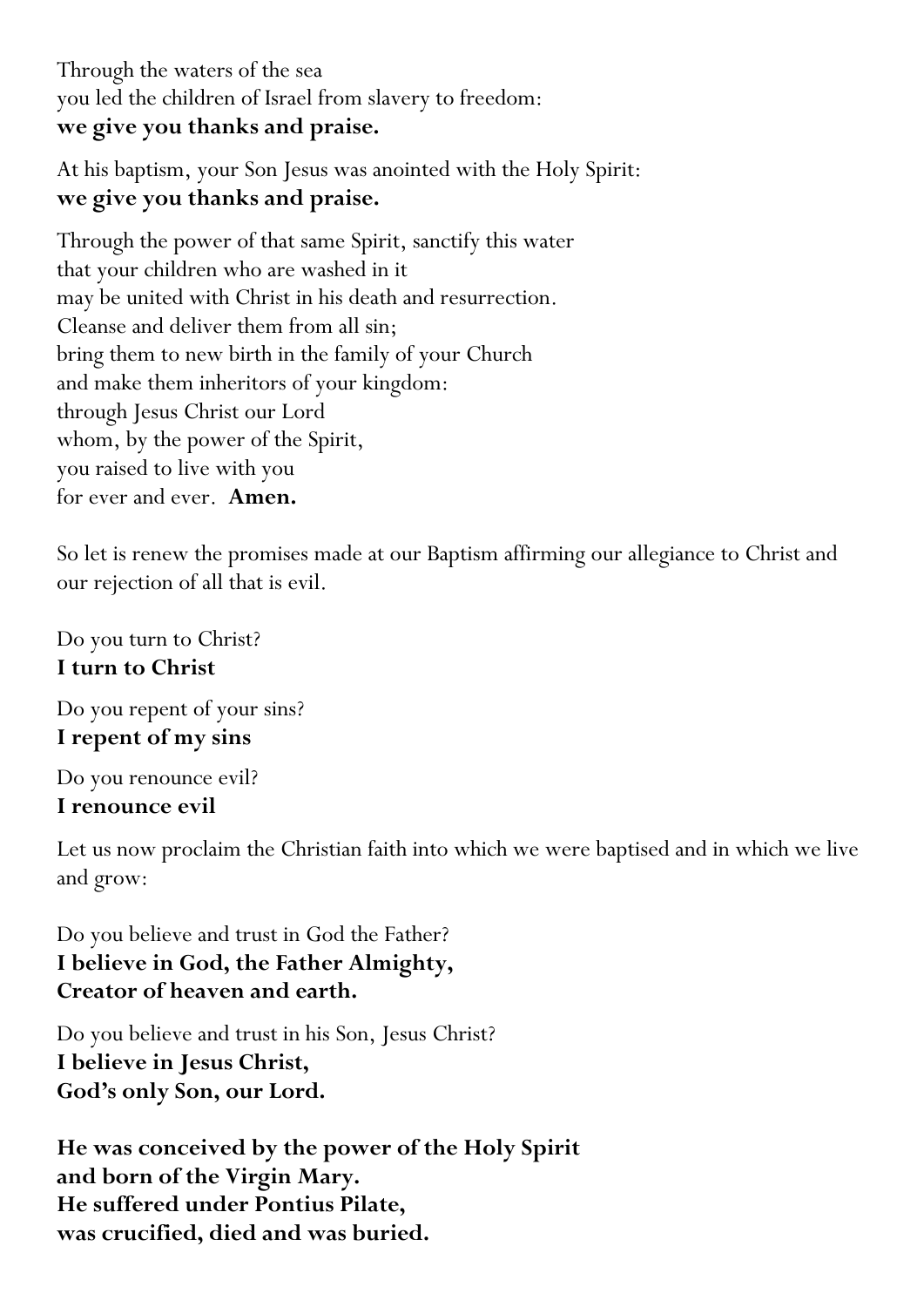Through the waters of the sea
you led the children of Israel from slavery to freedom:
**we give you thanks and praise.**

At his baptism, your Son Jesus was anointed with the Holy Spirit:
**we give you thanks and praise.**

Through the power of that same Spirit, sanctify this water
that your children who are washed in it
may be united with Christ in his death and resurrection.
Cleanse and deliver them from all sin;
bring them to new birth in the family of your Church
and make them inheritors of your kingdom:
through Jesus Christ our Lord
whom, by the power of the Spirit,
you raised to live with you
for ever and ever. **Amen.**

So let is renew the promises made at our Baptism affirming our allegiance to Christ and our rejection of all that is evil.

Do you turn to Christ?
**I turn to Christ**

Do you repent of your sins?
**I repent of my sins**

Do you renounce evil?
**I renounce evil**

Let us now proclaim the Christian faith into which we were baptised and in which we live and grow:

Do you believe and trust in God the Father?
**I believe in God, the Father Almighty,**
**Creator of heaven and earth.**

Do you believe and trust in his Son, Jesus Christ?
**I believe in Jesus Christ,**
**God's only Son, our Lord.**

**He was conceived by the power of the Holy Spirit**
**and born of the Virgin Mary.**
**He suffered under Pontius Pilate,**
**was crucified, died and was buried.**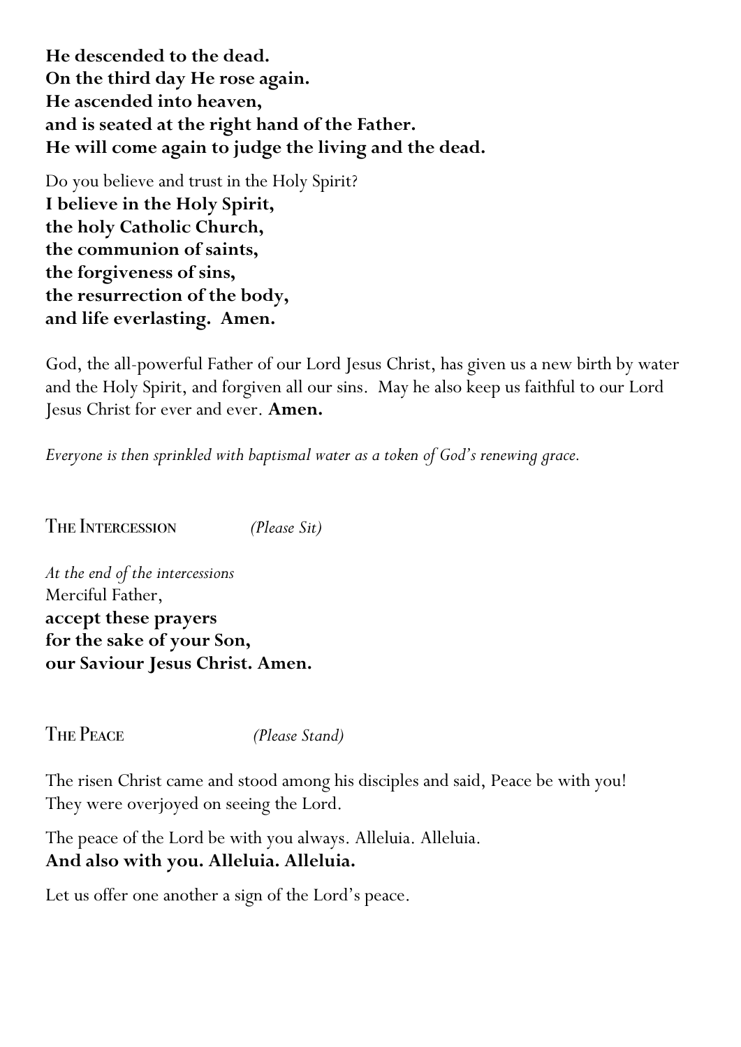**He descended to the dead.**
**On the third day He rose again.**
**He ascended into heaven,**
**and is seated at the right hand of the Father.**
**He will come again to judge the living and the dead.**

Do you believe and trust in the Holy Spirit?
**I believe in the Holy Spirit,**
**the holy Catholic Church,**
**the communion of saints,**
**the forgiveness of sins,**
**the resurrection of the body,**
**and life everlasting. Amen.**

God, the all-powerful Father of our Lord Jesus Christ, has given us a new birth by water and the Holy Spirit, and forgiven all our sins. May he also keep us faithful to our Lord Jesus Christ for ever and ever. **Amen.**

*Everyone is then sprinkled with baptismal water as a token of God's renewing grace.*

## The Intercession *(Please Sit)*

*At the end of the intercessions*
Merciful Father,
**accept these prayers**
**for the sake of your Son,**
**our Saviour Jesus Christ. Amen.**

## The Peace *(Please Stand)*

The risen Christ came and stood among his disciples and said, Peace be with you! They were overjoyed on seeing the Lord.

The peace of the Lord be with you always. Alleluia. Alleluia.
**And also with you. Alleluia. Alleluia.**

Let us offer one another a sign of the Lord's peace.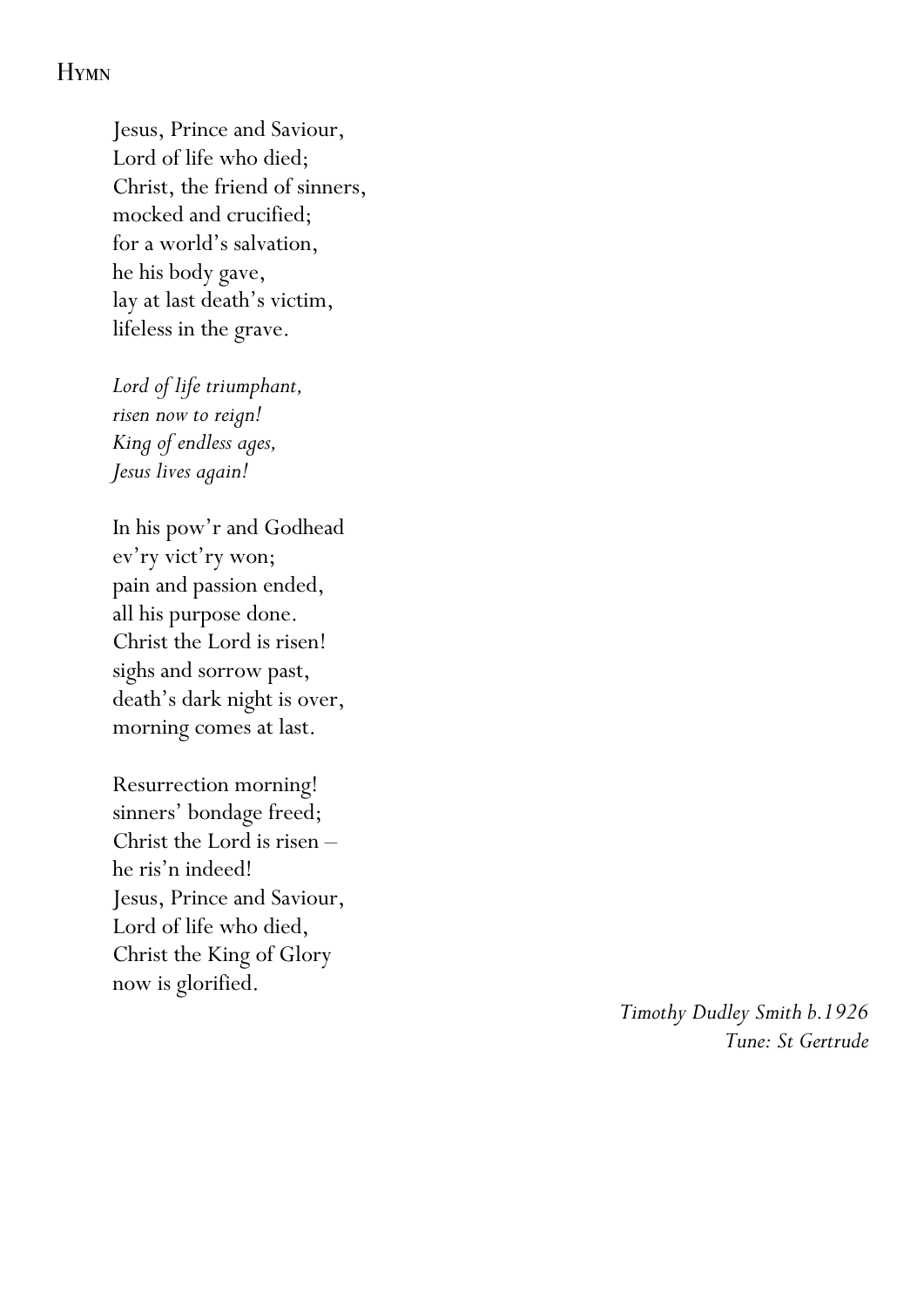## Hymn

Jesus, Prince and Saviour,
Lord of life who died;
Christ, the friend of sinners,
mocked and crucified;
for a world's salvation,
he his body gave,
lay at last death's victim,
lifeless in the grave.

*Lord of life triumphant,*
*risen now to reign!*
*King of endless ages,*
*Jesus lives again!*

In his pow'r and Godhead
ev'ry vict'ry won;
pain and passion ended,
all his purpose done.
Christ the Lord is risen!
sighs and sorrow past,
death's dark night is over,
morning comes at last.

Resurrection morning!
sinners' bondage freed;
Christ the Lord is risen –
he ris'n indeed!
Jesus, Prince and Saviour,
Lord of life who died,
Christ the King of Glory
now is glorified.

*Timothy Dudley Smith b.1926*
*Tune: St Gertrude*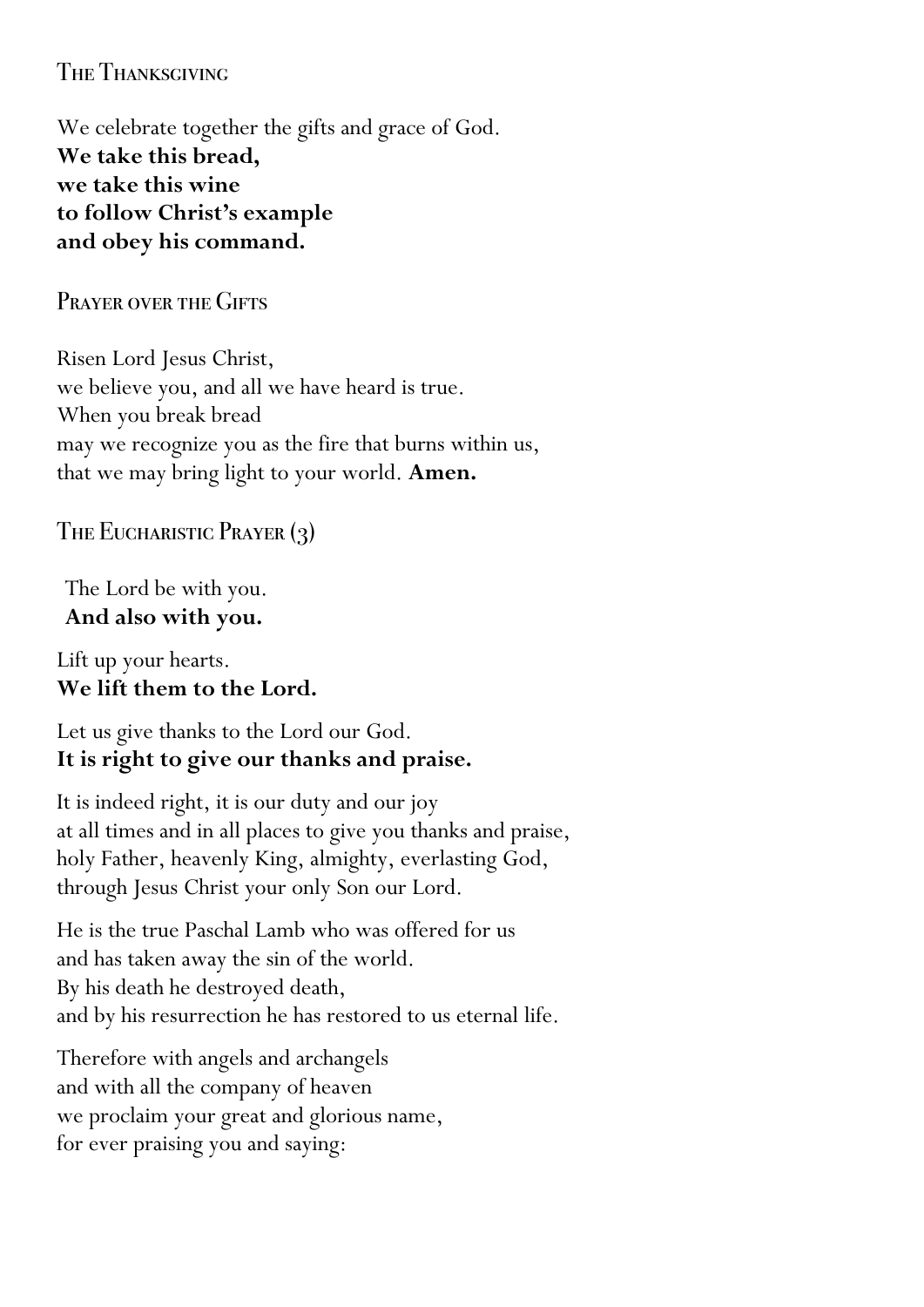## The Thanksgiving

We celebrate together the gifts and grace of God.
**We take this bread,**
**we take this wine**
**to follow Christ's example**
**and obey his command.**

## Prayer over the Gifts

Risen Lord Jesus Christ,
we believe you, and all we have heard is true.
When you break bread
may we recognize you as the fire that burns within us,
that we may bring light to your world. **Amen.**

## The Eucharistic Prayer (3)

The Lord be with you.
**And also with you.**

Lift up your hearts.
**We lift them to the Lord.**

Let us give thanks to the Lord our God.
**It is right to give our thanks and praise.**

It is indeed right, it is our duty and our joy
at all times and in all places to give you thanks and praise,
holy Father, heavenly King, almighty, everlasting God,
through Jesus Christ your only Son our Lord.

He is the true Paschal Lamb who was offered for us
and has taken away the sin of the world.
By his death he destroyed death,
and by his resurrection he has restored to us eternal life.

Therefore with angels and archangels
and with all the company of heaven
we proclaim your great and glorious name,
for ever praising you and saying: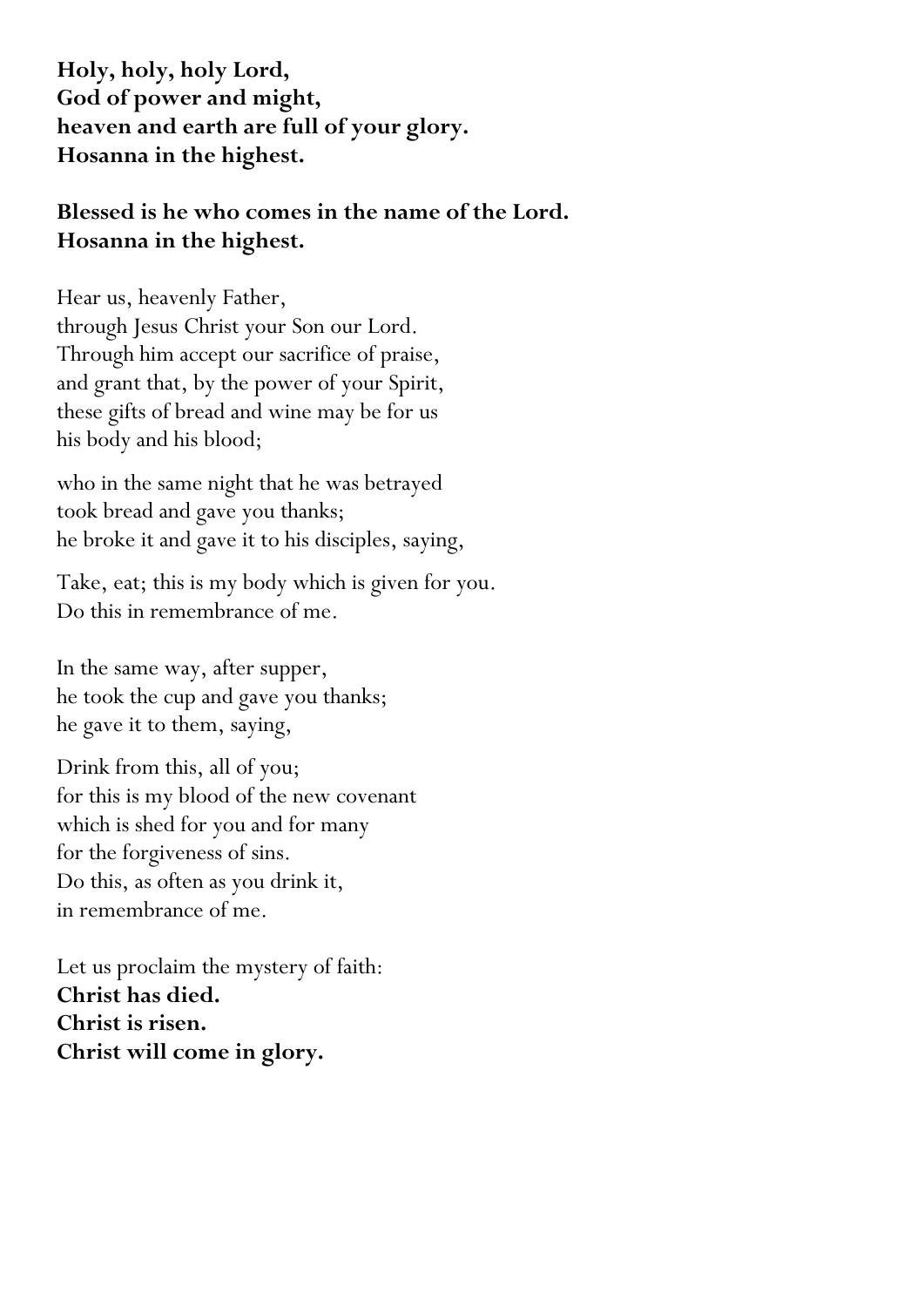**Holy, holy, holy Lord,**
**God of power and might,**
**heaven and earth are full of your glory.**
**Hosanna in the highest.**

**Blessed is he who comes in the name of the Lord.**
**Hosanna in the highest.**

Hear us, heavenly Father,
through Jesus Christ your Son our Lord.
Through him accept our sacrifice of praise,
and grant that, by the power of your Spirit,
these gifts of bread and wine may be for us
his body and his blood;

who in the same night that he was betrayed
took bread and gave you thanks;
he broke it and gave it to his disciples, saying,

Take, eat; this is my body which is given for you.
Do this in remembrance of me.

In the same way, after supper,
he took the cup and gave you thanks;
he gave it to them, saying,

Drink from this, all of you;
for this is my blood of the new covenant
which is shed for you and for many
for the forgiveness of sins.
Do this, as often as you drink it,
in remembrance of me.

Let us proclaim the mystery of faith:
**Christ has died.**
**Christ is risen.**
**Christ will come in glory.**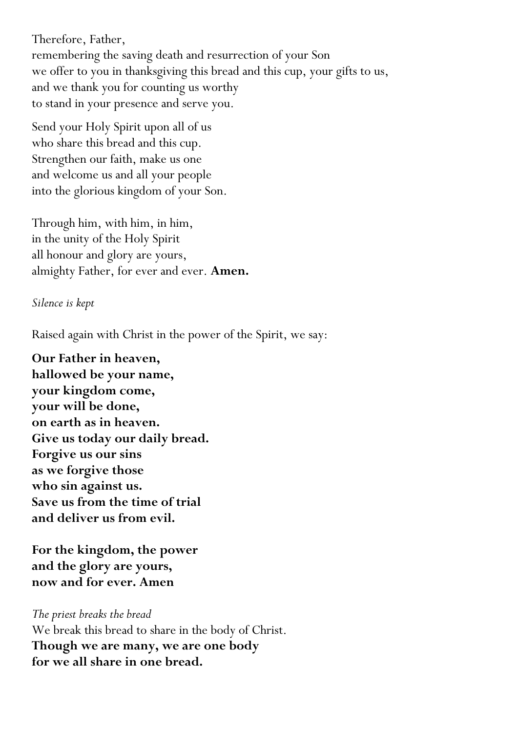Therefore, Father,
remembering the saving death and resurrection of your Son
we offer to you in thanksgiving this bread and this cup, your gifts to us,
and we thank you for counting us worthy
to stand in your presence and serve you.

Send your Holy Spirit upon all of us
who share this bread and this cup.
Strengthen our faith, make us one
and welcome us and all your people
into the glorious kingdom of your Son.

Through him, with him, in him,
in the unity of the Holy Spirit
all honour and glory are yours,
almighty Father, for ever and ever. **Amen.**

*Silence is kept*

Raised again with Christ in the power of the Spirit, we say:

**Our Father in heaven,
hallowed be your name,
your kingdom come,
your will be done,
on earth as in heaven.
Give us today our daily bread.
Forgive us our sins
as we forgive those
who sin against us.
Save us from the time of trial
and deliver us from evil.**

**For the kingdom, the power
and the glory are yours,
now and for ever. Amen**

*The priest breaks the bread*
We break this bread to share in the body of Christ.
**Though we are many, we are one body
for we all share in one bread.**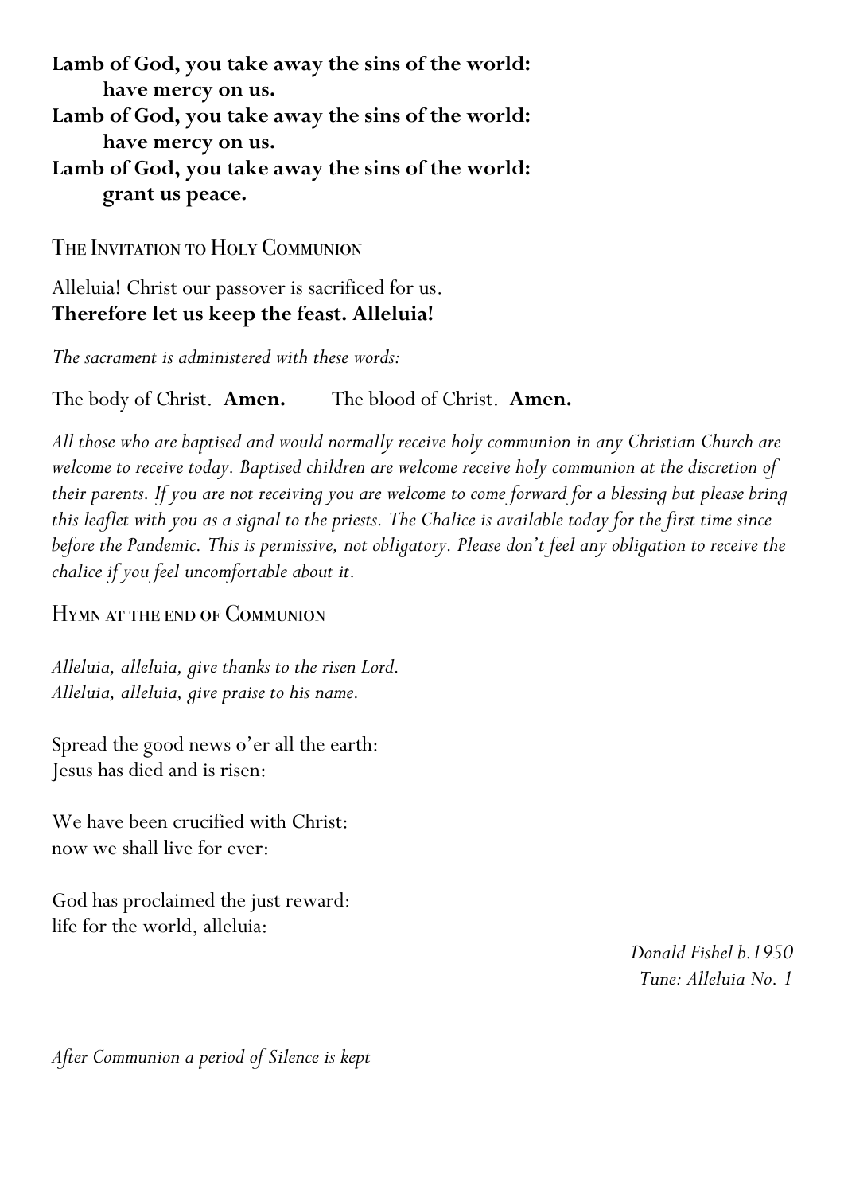**Lamb of God, you take away the sins of the world:**
**have mercy on us.**
**Lamb of God, you take away the sins of the world:**
**have mercy on us.**
**Lamb of God, you take away the sins of the world:**
**grant us peace.**

## The Invitation to Holy Communion

Alleluia! Christ our passover is sacrificed for us.
**Therefore let us keep the feast. Alleluia!**

*The sacrament is administered with these words:*

The body of Christ. **Amen.** The blood of Christ. **Amen.**

*All those who are baptised and would normally receive holy communion in any Christian Church are welcome to receive today. Baptised children are welcome receive holy communion at the discretion of their parents. If you are not receiving you are welcome to come forward for a blessing but please bring this leaflet with you as a signal to the priests. The Chalice is available today for the first time since before the Pandemic. This is permissive, not obligatory. Please don't feel any obligation to receive the chalice if you feel uncomfortable about it.*

## Hymn at the end of Communion

*Alleluia, alleluia, give thanks to the risen Lord.*
*Alleluia, alleluia, give praise to his name.*

Spread the good news o'er all the earth:
Jesus has died and is risen:

We have been crucified with Christ:
now we shall live for ever:

God has proclaimed the just reward:
life for the world, alleluia:

*Donald Fishel b.1950*
*Tune: Alleluia No. 1*

*After Communion a period of Silence is kept*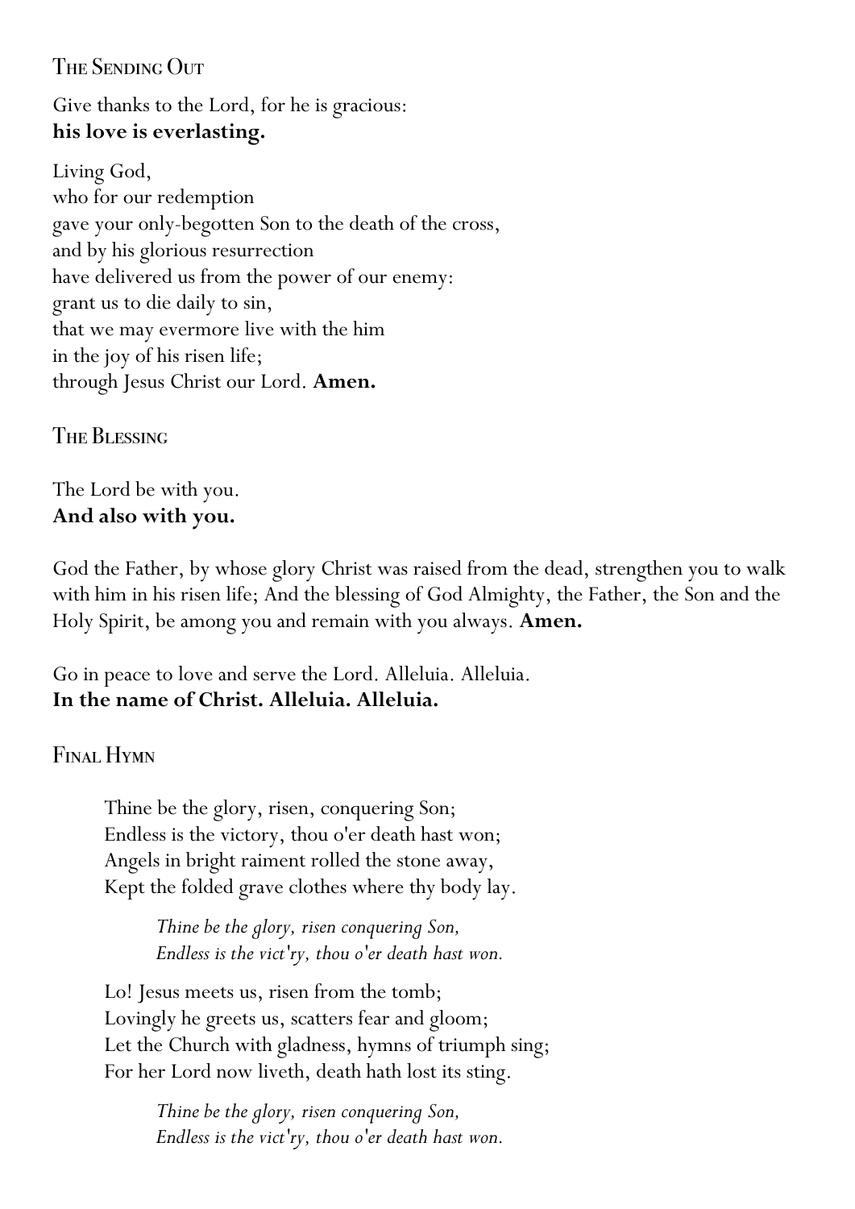## The Sending Out

Give thanks to the Lord, for he is gracious:
**his love is everlasting.**

Living God,
who for our redemption
gave your only-begotten Son to the death of the cross,
and by his glorious resurrection
have delivered us from the power of our enemy:
grant us to die daily to sin,
that we may evermore live with the him
in the joy of his risen life;
through Jesus Christ our Lord. **Amen.**

## The Blessing

The Lord be with you.
**And also with you.**

God the Father, by whose glory Christ was raised from the dead, strengthen you to walk with him in his risen life; And the blessing of God Almighty, the Father, the Son and the Holy Spirit, be among you and remain with you always. **Amen.**

Go in peace to love and serve the Lord. Alleluia. Alleluia.
**In the name of Christ. Alleluia. Alleluia.**

## Final Hymn

Thine be the glory, risen, conquering Son;
Endless is the victory, thou o'er death hast won;
Angels in bright raiment rolled the stone away,
Kept the folded grave clothes where thy body lay.

*Thine be the glory, risen conquering Son,*
*Endless is the vict'ry, thou o'er death hast won.*

Lo! Jesus meets us, risen from the tomb;
Lovingly he greets us, scatters fear and gloom;
Let the Church with gladness, hymns of triumph sing;
For her Lord now liveth, death hath lost its sting.

*Thine be the glory, risen conquering Son,*
*Endless is the vict'ry, thou o'er death hast won.*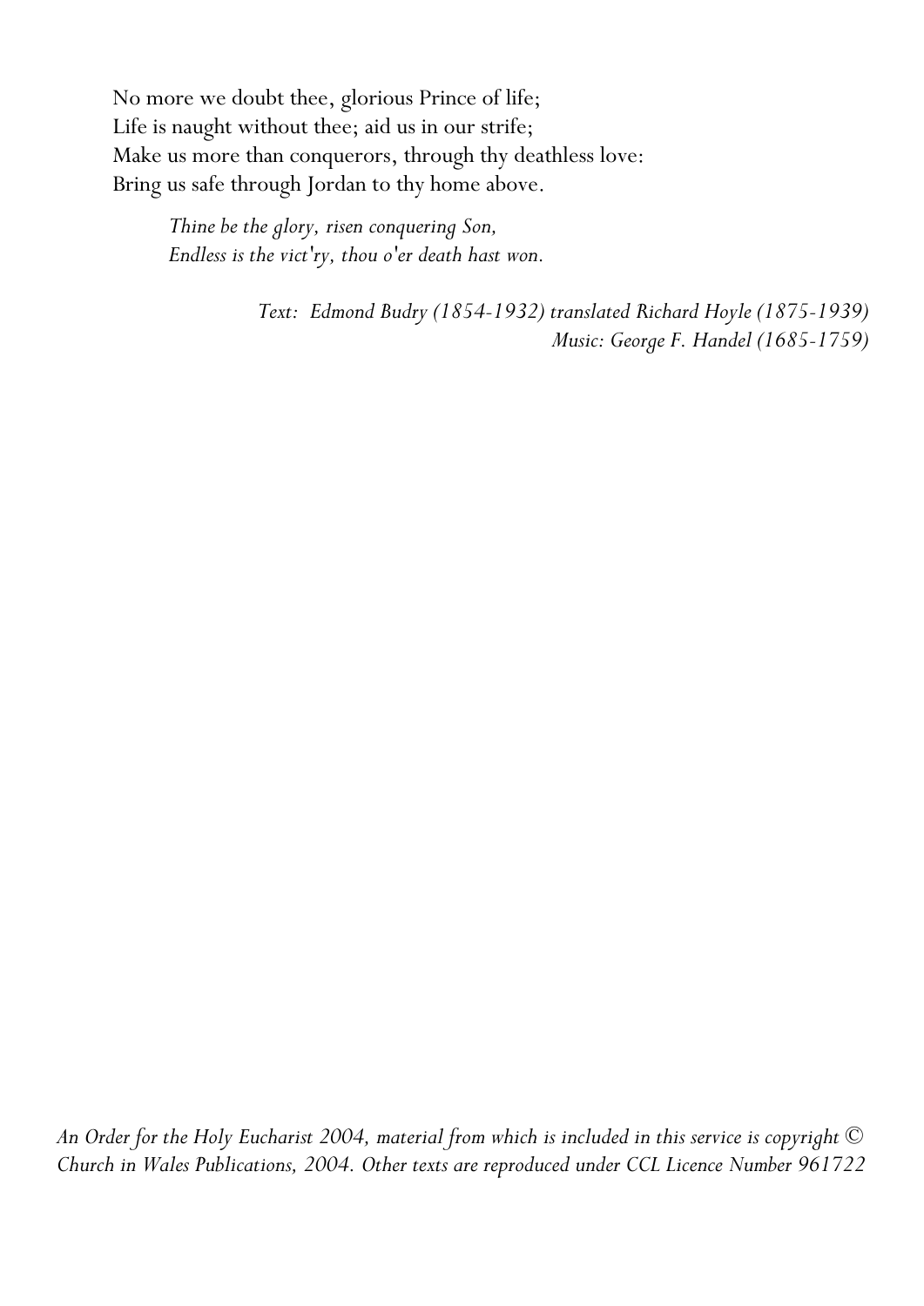No more we doubt thee, glorious Prince of life;
Life is naught without thee; aid us in our strife;
Make us more than conquerors, through thy deathless love:
Bring us safe through Jordan to thy home above.

*Thine be the glory, risen conquering Son,*
*Endless is the vict'ry, thou o'er death hast won.*

*Text: Edmond Budry (1854-1932) translated Richard Hoyle (1875-1939)*
*Music: George F. Handel (1685-1759)*

*An Order for the Holy Eucharist 2004, material from which is included in this service is copyright © Church in Wales Publications, 2004. Other texts are reproduced under CCL Licence Number 961722*